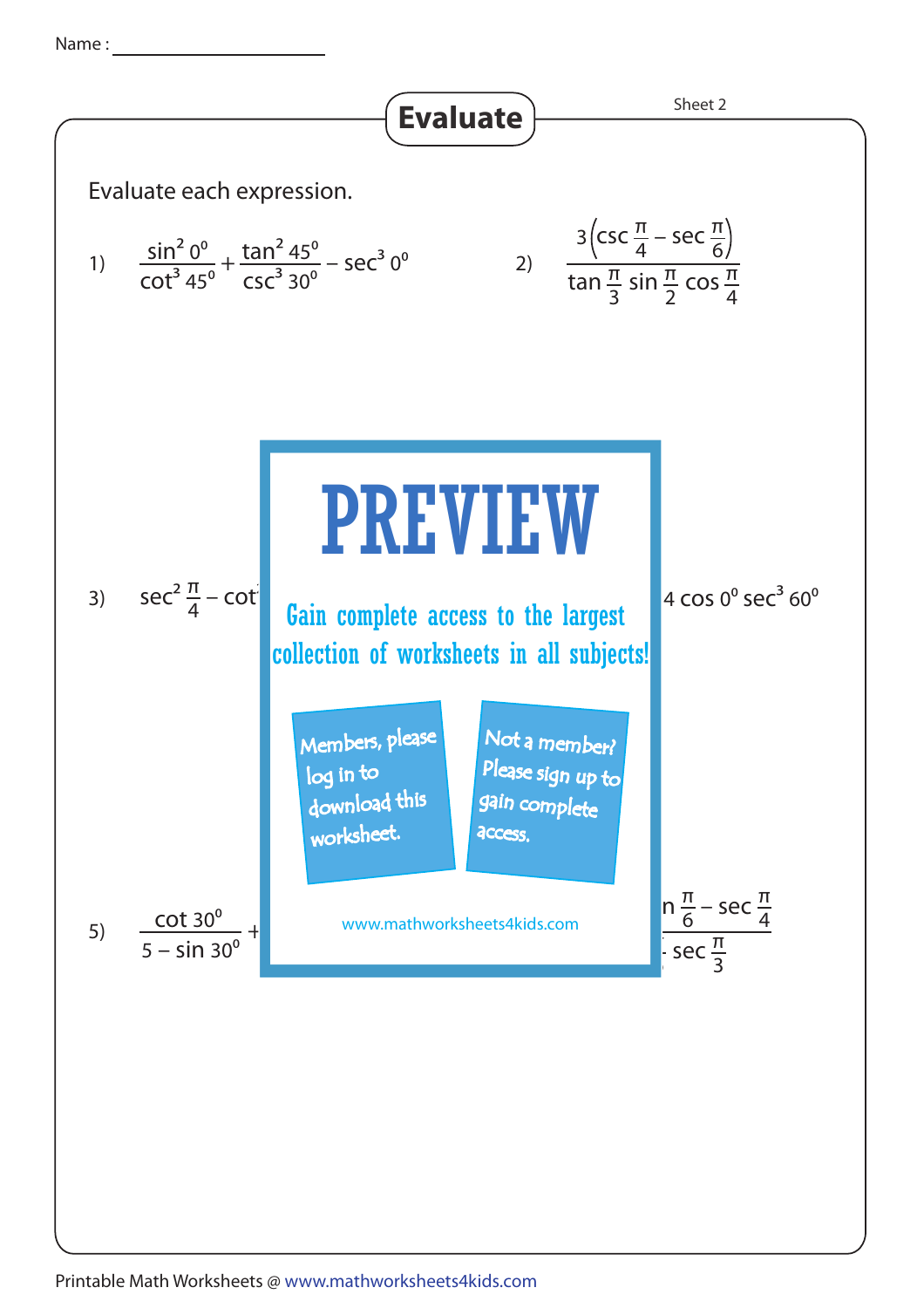Name :

# Evaluate

Sheet 2

Evaluate each expression.

1) $\dfrac{\sin^2 0^0}{\cot^3 45^0} + \dfrac{\tan^2 45^0}{\csc^3 30^0} - \sec^3 0^0$

2) $\dfrac{3\left(\csc \frac{\pi}{4} - \sec \frac{\pi}{6}\right)}{\tan \frac{\pi}{3} \sin \frac{\pi}{2} \cos \frac{\pi}{4}}$

3) $\sec^2 \frac{\pi}{4} - \cot$

$4 \cos 0^0 \sec^3 60^0$

**PREVIEW**

Gain complete access to the largest collection of worksheets in all subjects!

Members, please log in to download this worksheet.

Not a member? Please sign up to gain complete access.

www.mathworksheets4kids.com

5) $\dfrac{\cot 30^0}{5 - \sin 30^0} +$

$\dfrac{\text{n} \frac{\pi}{6} - \sec \frac{\pi}{4}}{\sec \frac{\pi}{3}}$

Printable Math Worksheets @ www.mathworksheets4kids.com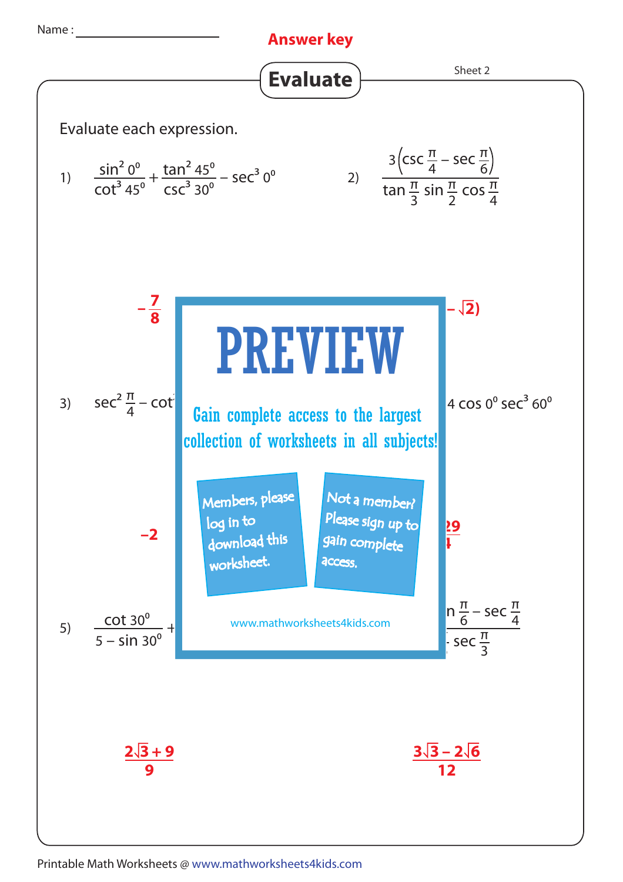Name : ____________________

**Answer key**

# Evaluate

Sheet 2

Evaluate each expression.

1) $\dfrac{\sin^2 0^0}{\cot^3 45^0} + \dfrac{\tan^2 45^0}{\csc^3 30^0} - \sec^3 0^0$

2) $\dfrac{3\left(\csc \frac{\pi}{4} - \sec \frac{\pi}{6}\right)}{\tan \frac{\pi}{3} \sin \frac{\pi}{2} \cos \frac{\pi}{4}}$

$-\dfrac{7}{8}$

$- \sqrt{2})$

**PREVIEW**

Gain complete access to the largest collection of worksheets in all subjects!

Members, please log in to download this worksheet.

Not a member? Please sign up to gain complete access.

www.mathworksheets4kids.com

3) $\sec^2 \frac{\pi}{4} - \cot$

$4 \cos 0^0 \sec^3 60^0$

$-2$

$29$

$4$

5) $\dfrac{\cot 30^0}{5 - \sin 30^0} +$

$n \frac{\pi}{6} - \sec \frac{\pi}{4}$

$\sec \frac{\pi}{3}$

$\dfrac{2\sqrt{3} + 9}{9}$

$\dfrac{3\sqrt{3} - 2\sqrt{6}}{12}$

Printable Math Worksheets @ www.mathworksheets4kids.com